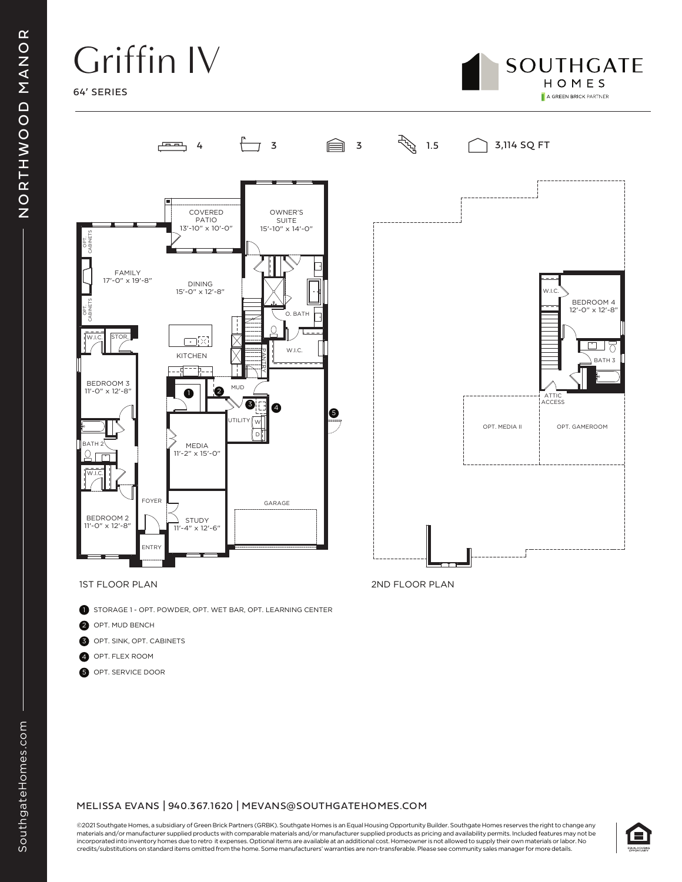# Griffin IV

64' SERIES

SOUTHGATE HOMES
A GREEN BRICK PARTNER

4 | 3 | 3 | 1.5 | 3,114 SQ FT

COVERED PATIO 13'-10" x 10'-0"

OWNER'S SUITE 15'-10" x 14'-0"

OPT. CABINETS

FAMILY 17'-0" x 19'-8"

DINING 15'-0" x 12'-8"

O. BATH

OPT. CABINETS

W.I.C.

STOR.

KITCHEN

PANTRY

W.I.C.

BEDROOM 3 11'-0" x 12'-8"

MUD

UTILITY

W

D

BATH 2

MEDIA 11'-2" x 15'-0"

W.I.C.

FOYER

GARAGE

BEDROOM 2 11'-0" x 12'-8"

STUDY 11'-4" x 12'-6"

ENTRY

1ST FLOOR PLAN

W.I.C.

BEDROOM 4 12'-0" x 12'-8"

BATH 3

ATTIC ACCESS

OPT. MEDIA II

OPT. GAMEROOM

2ND FLOOR PLAN

1. STORAGE 1 - OPT. POWDER, OPT. WET BAR, OPT. LEARNING CENTER
2. OPT. MUD BENCH
3. OPT. SINK, OPT. CABINETS
4. OPT. FLEX ROOM
5. OPT. SERVICE DOOR

MELISSA EVANS | 940.367.1620 | MEVANS@SOUTHGATEHOMES.COM

©2021 Southgate Homes, a subsidiary of Green Brick Partners (GRBK). Southgate Homes is an Equal Housing Opportunity Builder. Southgate Homes reserves the right to change any materials and/or manufacturer supplied products with comparable materials and/or manufacturer supplied products as pricing and availability permits. Included features may not be incorporated into inventory homes due to retro it expenses. Optional items are available at an additional cost. Homeowner is not allowed to supply their own materials or labor. No credits/substitutions on standard items omitted from the home. Some manufacturers' warranties are non-transferable. Please see community sales manager for more details.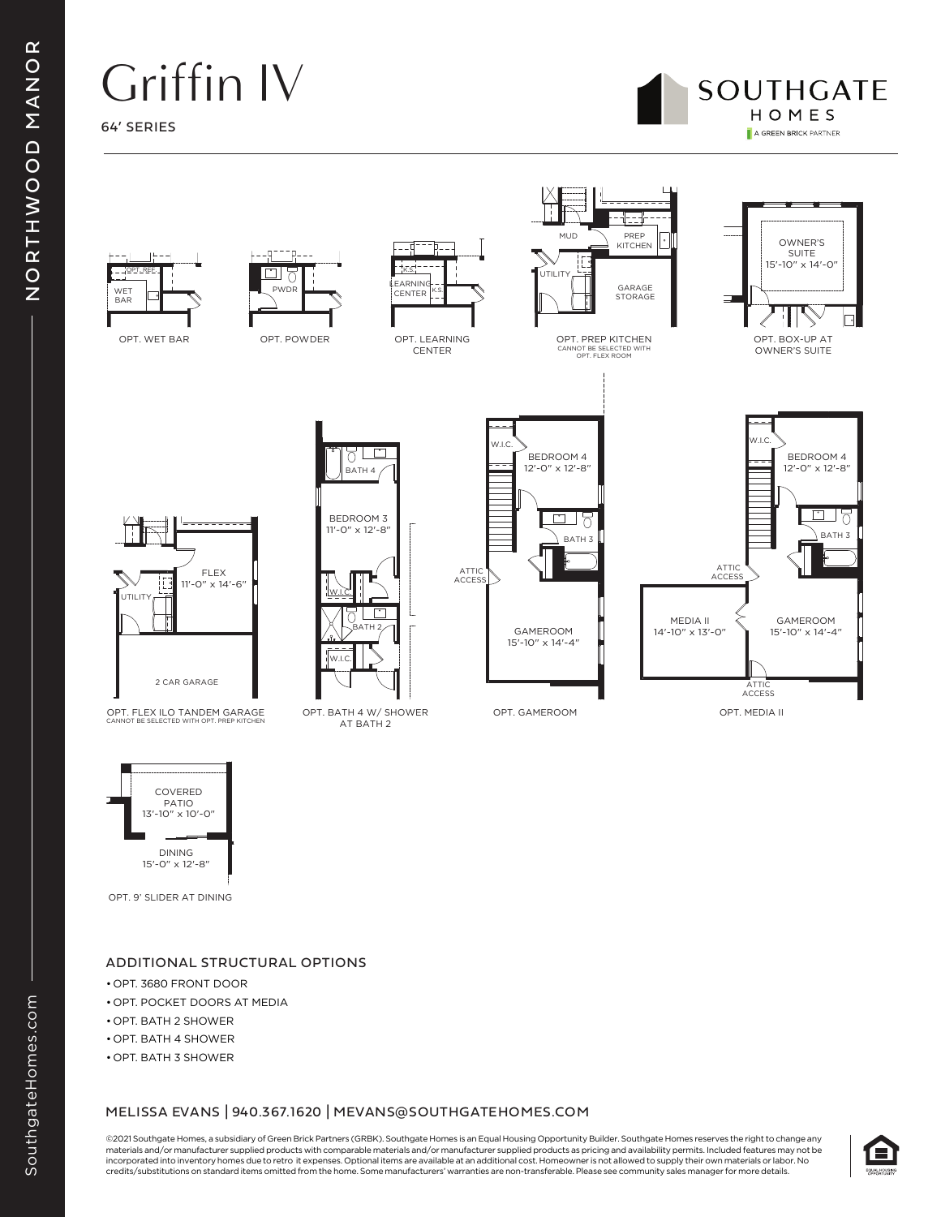# Griffin IV

64' SERIES

SOUTHGATE HOMES
A GREEN BRICK PARTNER

OPT. REF.
WET BAR

OPT. WET BAR

PWDR

OPT. POWDER

K.S.
LEARNING CENTER
K.S.

OPT. LEARNING CENTER

MUD
PREP KITCHEN
UTILITY
GARAGE STORAGE

OPT. PREP KITCHEN
CANNOT BE SELECTED WITH OPT. FLEX ROOM

OWNER'S SUITE
15'-10" x 14'-0"

OPT. BOX-UP AT OWNER'S SUITE

UTILITY
FLEX
11'-0" x 14'-6"
2 CAR GARAGE

OPT. FLEX ILO TANDEM GARAGE
CANNOT BE SELECTED WITH OPT. PREP KITCHEN

BATH 4
BEDROOM 3
11'-0" x 12'-8"
W.I.C.
BATH 2
W.I.C.

OPT. BATH 4 W/ SHOWER AT BATH 2

W.I.C.
BEDROOM 4
12'-0" x 12'-8"
BATH 3
ATTIC ACCESS
GAMEROOM
15'-10" x 14'-4"

OPT. GAMEROOM

W.I.C.
BEDROOM 4
12'-0" x 12'-8"
BATH 3
ATTIC ACCESS
MEDIA II
14'-10" x 13'-0"
GAMEROOM
15'-10" x 14'-4"
ATTIC ACCESS

OPT. MEDIA II

COVERED PATIO
13'-10" x 10'-0"
DINING
15'-0" x 12'-8"

OPT. 9' SLIDER AT DINING

## ADDITIONAL STRUCTURAL OPTIONS

- OPT. 3680 FRONT DOOR
- OPT. POCKET DOORS AT MEDIA
- OPT. BATH 2 SHOWER
- OPT. BATH 4 SHOWER
- OPT. BATH 3 SHOWER

MELISSA EVANS | 940.367.1620 | MEVANS@SOUTHGATEHOMES.COM

©2021 Southgate Homes, a subsidiary of Green Brick Partners (GRBK). Southgate Homes is an Equal Housing Opportunity Builder. Southgate Homes reserves the right to change any materials and/or manufacturer supplied products with comparable materials and/or manufacturer supplied products as pricing and availability permits. Included features may not be incorporated into inventory homes due to retro it expenses. Optional items are available at an additional cost. Homeowner is not allowed to supply their own materials or labor. No credits/substitutions on standard items omitted from the home. Some manufacturers' warranties are non-transferable. Please see community sales manager for more details.

EQUAL HOUSING OPPORTUNITY

NORTHWOOD MANOR

SouthgateHomes.com